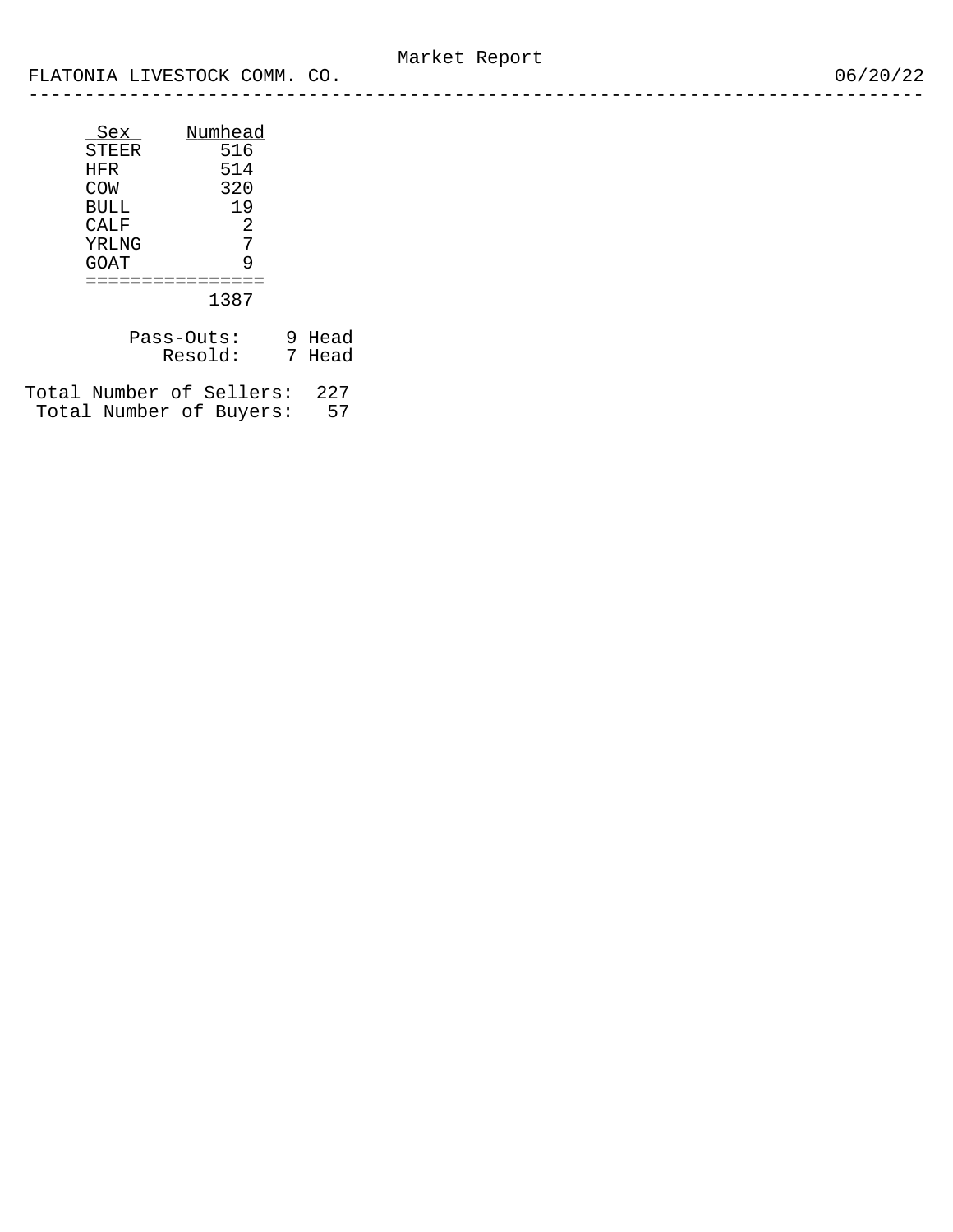# Market Report

FLATONIA LIVESTOCK COMM. CO. 06/20/22

| Sex | Numhead |
|---|---|
| STEER | 516 |
| HFR | 514 |
| COW | 320 |
| BULL | 19 |
| CALF | 2 |
| YRLNG | 7 |
| GOAT | 9 |
| | 1387 |

Pass-Outs: 9 Head
Resold: 7 Head

Total Number of Sellers: 227
Total Number of Buyers: 57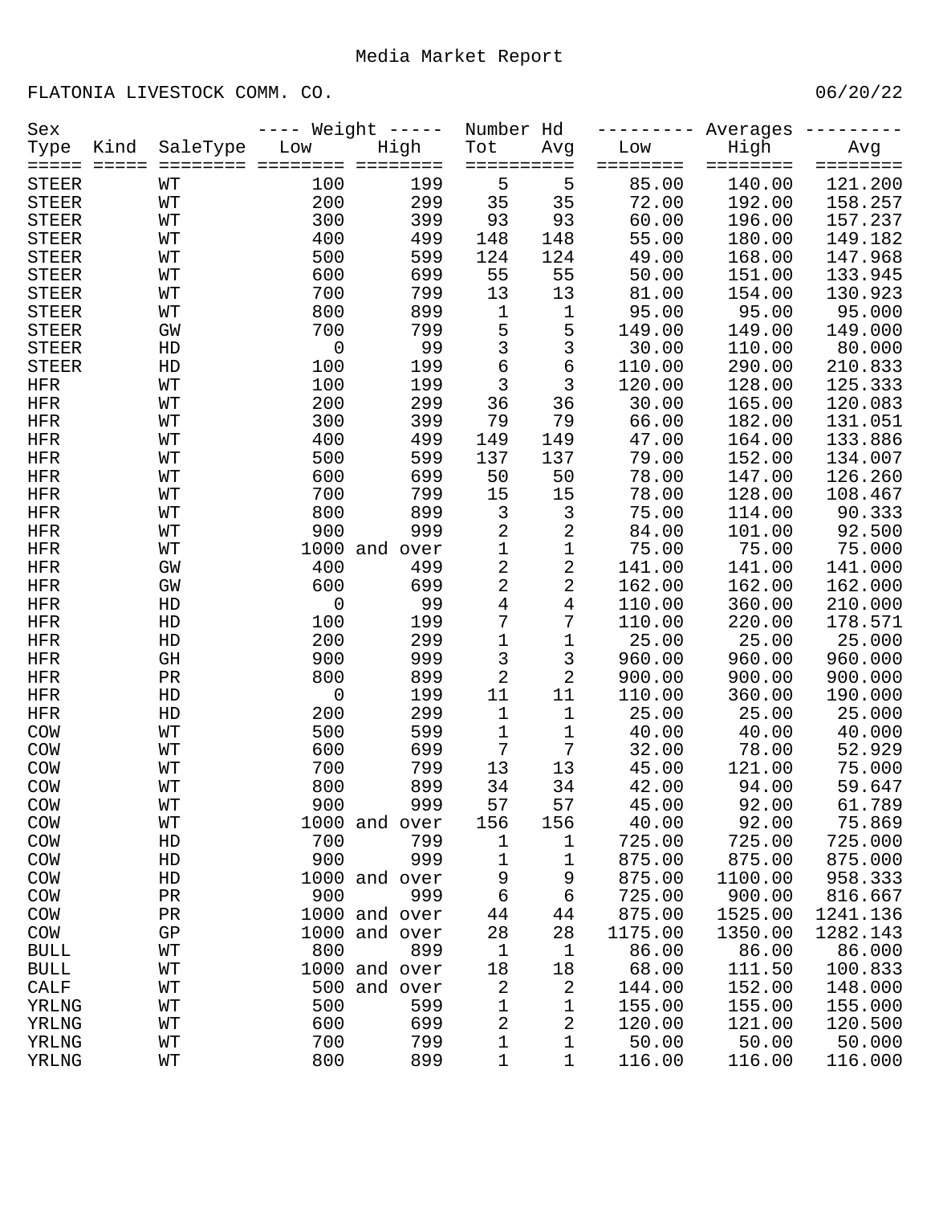# Media Market Report

FLATONIA LIVESTOCK COMM. CO. 06/20/22

| Sex Type | Kind | SaleType | Weight Low | Weight High | Number Hd Tot | Number Hd Avg | Averages Low | Averages High | Averages Avg |
|---|---|---|---|---|---|---|---|---|---|
| STEER | | WT | 100 | 199 | 5 | 5 | 85.00 | 140.00 | 121.200 |
| STEER | | WT | 200 | 299 | 35 | 35 | 72.00 | 192.00 | 158.257 |
| STEER | | WT | 300 | 399 | 93 | 93 | 60.00 | 196.00 | 157.237 |
| STEER | | WT | 400 | 499 | 148 | 148 | 55.00 | 180.00 | 149.182 |
| STEER | | WT | 500 | 599 | 124 | 124 | 49.00 | 168.00 | 147.968 |
| STEER | | WT | 600 | 699 | 55 | 55 | 50.00 | 151.00 | 133.945 |
| STEER | | WT | 700 | 799 | 13 | 13 | 81.00 | 154.00 | 130.923 |
| STEER | | WT | 800 | 899 | 1 | 1 | 95.00 | 95.00 | 95.000 |
| STEER | | GW | 700 | 799 | 5 | 5 | 149.00 | 149.00 | 149.000 |
| STEER | | HD | 0 | 99 | 3 | 3 | 30.00 | 110.00 | 80.000 |
| STEER | | HD | 100 | 199 | 6 | 6 | 110.00 | 290.00 | 210.833 |
| HFR | | WT | 100 | 199 | 3 | 3 | 120.00 | 128.00 | 125.333 |
| HFR | | WT | 200 | 299 | 36 | 36 | 30.00 | 165.00 | 120.083 |
| HFR | | WT | 300 | 399 | 79 | 79 | 66.00 | 182.00 | 131.051 |
| HFR | | WT | 400 | 499 | 149 | 149 | 47.00 | 164.00 | 133.886 |
| HFR | | WT | 500 | 599 | 137 | 137 | 79.00 | 152.00 | 134.007 |
| HFR | | WT | 600 | 699 | 50 | 50 | 78.00 | 147.00 | 126.260 |
| HFR | | WT | 700 | 799 | 15 | 15 | 78.00 | 128.00 | 108.467 |
| HFR | | WT | 800 | 899 | 3 | 3 | 75.00 | 114.00 | 90.333 |
| HFR | | WT | 900 | 999 | 2 | 2 | 84.00 | 101.00 | 92.500 |
| HFR | | WT | 1000 | and over | 1 | 1 | 75.00 | 75.00 | 75.000 |
| HFR | | GW | 400 | 499 | 2 | 2 | 141.00 | 141.00 | 141.000 |
| HFR | | GW | 600 | 699 | 2 | 2 | 162.00 | 162.00 | 162.000 |
| HFR | | HD | 0 | 99 | 4 | 4 | 110.00 | 360.00 | 210.000 |
| HFR | | HD | 100 | 199 | 7 | 7 | 110.00 | 220.00 | 178.571 |
| HFR | | HD | 200 | 299 | 1 | 1 | 25.00 | 25.00 | 25.000 |
| HFR | | GH | 900 | 999 | 3 | 3 | 960.00 | 960.00 | 960.000 |
| HFR | | PR | 800 | 899 | 2 | 2 | 900.00 | 900.00 | 900.000 |
| HFR | | HD | 0 | 199 | 11 | 11 | 110.00 | 360.00 | 190.000 |
| HFR | | HD | 200 | 299 | 1 | 1 | 25.00 | 25.00 | 25.000 |
| COW | | WT | 500 | 599 | 1 | 1 | 40.00 | 40.00 | 40.000 |
| COW | | WT | 600 | 699 | 7 | 7 | 32.00 | 78.00 | 52.929 |
| COW | | WT | 700 | 799 | 13 | 13 | 45.00 | 121.00 | 75.000 |
| COW | | WT | 800 | 899 | 34 | 34 | 42.00 | 94.00 | 59.647 |
| COW | | WT | 900 | 999 | 57 | 57 | 45.00 | 92.00 | 61.789 |
| COW | | WT | 1000 | and over | 156 | 156 | 40.00 | 92.00 | 75.869 |
| COW | | HD | 700 | 799 | 1 | 1 | 725.00 | 725.00 | 725.000 |
| COW | | HD | 900 | 999 | 1 | 1 | 875.00 | 875.00 | 875.000 |
| COW | | HD | 1000 | and over | 9 | 9 | 875.00 | 1100.00 | 958.333 |
| COW | | PR | 900 | 999 | 6 | 6 | 725.00 | 900.00 | 816.667 |
| COW | | PR | 1000 | and over | 44 | 44 | 875.00 | 1525.00 | 1241.136 |
| COW | | GP | 1000 | and over | 28 | 28 | 1175.00 | 1350.00 | 1282.143 |
| BULL | | WT | 800 | 899 | 1 | 1 | 86.00 | 86.00 | 86.000 |
| BULL | | WT | 1000 | and over | 18 | 18 | 68.00 | 111.50 | 100.833 |
| CALF | | WT | 500 | and over | 2 | 2 | 144.00 | 152.00 | 148.000 |
| YRLNG | | WT | 500 | 599 | 1 | 1 | 155.00 | 155.00 | 155.000 |
| YRLNG | | WT | 600 | 699 | 2 | 2 | 120.00 | 121.00 | 120.500 |
| YRLNG | | WT | 700 | 799 | 1 | 1 | 50.00 | 50.00 | 50.000 |
| YRLNG | | WT | 800 | 899 | 1 | 1 | 116.00 | 116.00 | 116.000 |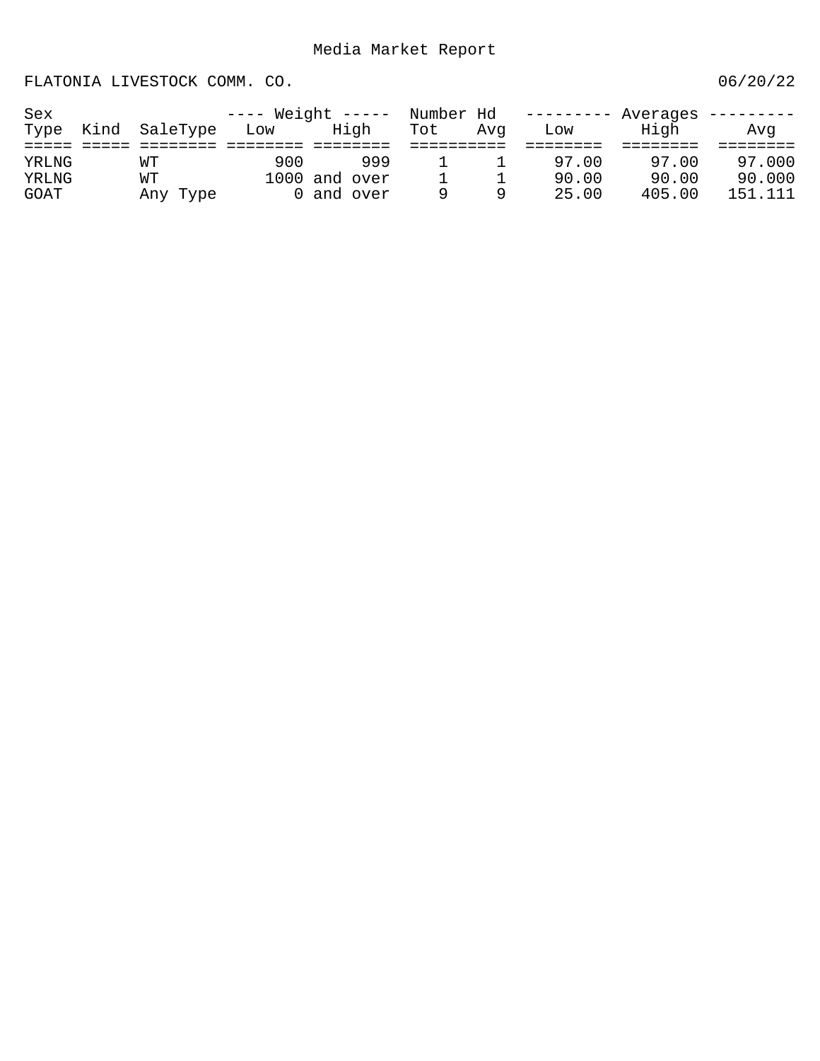Media Market Report

FLATONIA LIVESTOCK COMM. CO. 06/20/22

| Sex Type | Kind | SaleType | Weight Low | Weight High | Number Hd Tot | Number Hd Avg | Averages Low | Averages High | Averages Avg |
|---|---|---|---|---|---|---|---|---|---|
| YRLNG | | WT | 900 | 999 | 1 | 1 | 97.00 | 97.00 | 97.000 |
| YRLNG | | WT | 1000 | and over | 1 | 1 | 90.00 | 90.00 | 90.000 |
| GOAT | | Any Type | 0 | and over | 9 | 9 | 25.00 | 405.00 | 151.111 |